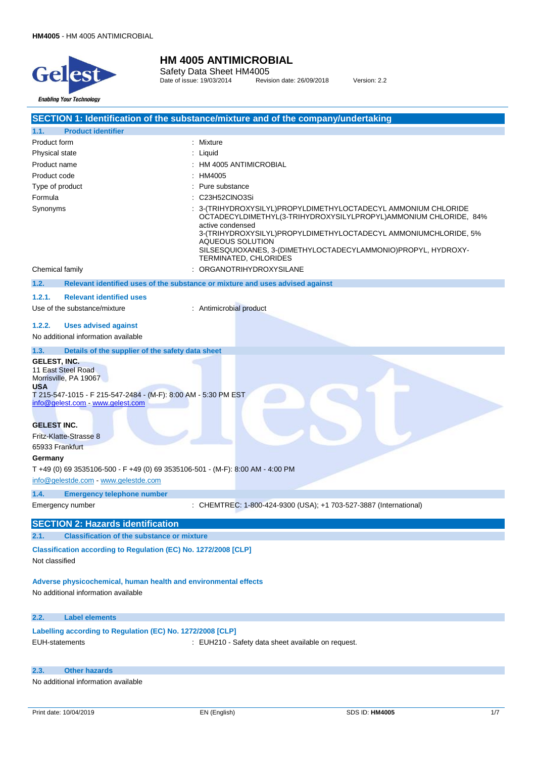# HM 4005 ANTIMICROBIAL

Safety Data Sheet HM4005

Date of issue: 19/03/2014 Revision date: 26/09/2018 Version: 2.2

## SECTION 1: Identification of the substance/mixture and of the company/undertaking

### 1.1. Product identifier

| | |
|---|---|
| Product form | : Mixture |
| Physical state | : Liquid |
| Product name | : HM 4005 ANTIMICROBIAL |
| Product code | : HM4005 |
| Type of product | : Pure substance |
| Formula | : C23H52ClNO3Si |
| Synonyms | : 3-(TRIHYDROXYSILYL)PROPYLDIMETHYLOCTADECYL AMMONIUM CHLORIDE<br>OCTADECYLDIMETHYL(3-TRIHYDROXYSILYLPROPYL)AMMONIUM CHLORIDE, 84% active condensed<br>3-(TRIHYDROXYSILYL)PROPYLDIMETHYLOCTADECYL AMMONIUMCHLORIDE, 5% AQUEOUS SOLUTION<br>SILSESQUIOXANES, 3-(DIMETHYLOCTADECYLAMMONIO)PROPYL, HYDROXY-TERMINATED, CHLORIDES |
| Chemical family | : ORGANOTRIHYDROXYSILANE |

### 1.2. Relevant identified uses of the substance or mixture and uses advised against

#### 1.2.1. Relevant identified uses

Use of the substance/mixture : Antimicrobial product

#### 1.2.2. Uses advised against

No additional information available

### 1.3. Details of the supplier of the safety data sheet

**GELEST, INC.**
11 East Steel Road
Morrisville, PA 19067
**USA**
T 215-547-1015 - F 215-547-2484 - (M-F): 8:00 AM - 5:30 PM EST
info@gelest.com - www.gelest.com

**GELEST INC.**
Fritz-Klatte-Strasse 8
65933 Frankfurt
**Germany**
T +49 (0) 69 3535106-500 - F +49 (0) 69 3535106-501 - (M-F): 8:00 AM - 4:00 PM
info@gelestde.com - www.gelestde.com

### 1.4. Emergency telephone number

Emergency number : CHEMTREC: 1-800-424-9300 (USA); +1 703-527-3887 (International)

## SECTION 2: Hazards identification

### 2.1. Classification of the substance or mixture

**Classification according to Regulation (EC) No. 1272/2008 [CLP]**

Not classified

**Adverse physicochemical, human health and environmental effects**

No additional information available

### 2.2. Label elements

**Labelling according to Regulation (EC) No. 1272/2008 [CLP]**

EUH-statements : EUH210 - Safety data sheet available on request.

### 2.3. Other hazards

No additional information available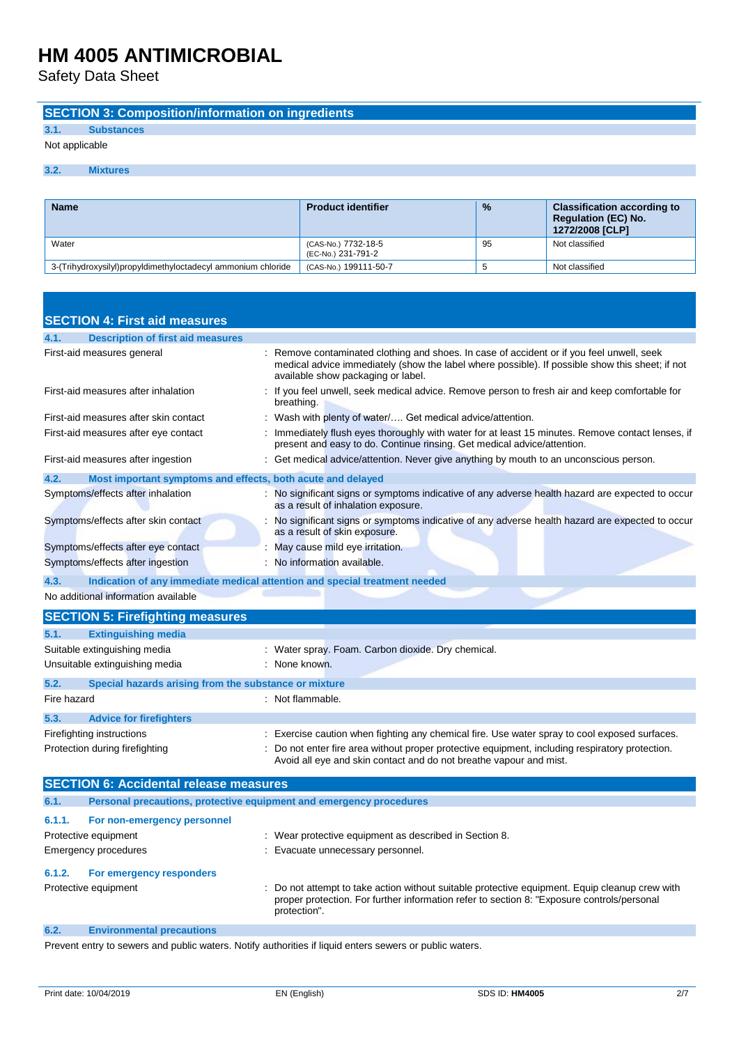## SECTION 3: Composition/information on ingredients

### 3.1. Substances

Not applicable

### 3.2. Mixtures

| Name | Product identifier | % | Classification according to Regulation (EC) No. 1272/2008 [CLP] |
|---|---|---|---|
| Water | (CAS-No.) 7732-18-5<br>(EC-No.) 231-791-2 | 95 | Not classified |
| 3-(Trihydroxysilyl)propyldimethyloctadecyl ammonium chloride | (CAS-No.) 199111-50-7 | 5 | Not classified |

## SECTION 4: First aid measures

### 4.1. Description of first aid measures

First-aid measures general : Remove contaminated clothing and shoes. In case of accident or if you feel unwell, seek medical advice immediately (show the label where possible). If possible show this sheet; if not available show packaging or label.

First-aid measures after inhalation : If you feel unwell, seek medical advice. Remove person to fresh air and keep comfortable for breathing.

First-aid measures after skin contact : Wash with plenty of water/…. Get medical advice/attention.

First-aid measures after eye contact : Immediately flush eyes thoroughly with water for at least 15 minutes. Remove contact lenses, if present and easy to do. Continue rinsing. Get medical advice/attention.

First-aid measures after ingestion : Get medical advice/attention. Never give anything by mouth to an unconscious person.

### 4.2. Most important symptoms and effects, both acute and delayed

Symptoms/effects after inhalation : No significant signs or symptoms indicative of any adverse health hazard are expected to occur as a result of inhalation exposure.

Symptoms/effects after skin contact : No significant signs or symptoms indicative of any adverse health hazard are expected to occur as a result of skin exposure.

Symptoms/effects after eye contact : May cause mild eye irritation.

Symptoms/effects after ingestion : No information available.

### 4.3. Indication of any immediate medical attention and special treatment needed

No additional information available

## SECTION 5: Firefighting measures

### 5.1. Extinguishing media

Suitable extinguishing media : Water spray. Foam. Carbon dioxide. Dry chemical.

Unsuitable extinguishing media : None known.

### 5.2. Special hazards arising from the substance or mixture

Fire hazard : Not flammable.

### 5.3. Advice for firefighters

Firefighting instructions : Exercise caution when fighting any chemical fire. Use water spray to cool exposed surfaces.

Protection during firefighting : Do not enter fire area without proper protective equipment, including respiratory protection. Avoid all eye and skin contact and do not breathe vapour and mist.

## SECTION 6: Accidental release measures

### 6.1. Personal precautions, protective equipment and emergency procedures

#### 6.1.1. For non-emergency personnel

Protective equipment : Wear protective equipment as described in Section 8.

Emergency procedures : Evacuate unnecessary personnel.

#### 6.1.2. For emergency responders

Protective equipment : Do not attempt to take action without suitable protective equipment. Equip cleanup crew with proper protection. For further information refer to section 8: "Exposure controls/personal protection".

### 6.2. Environmental precautions

Prevent entry to sewers and public waters. Notify authorities if liquid enters sewers or public waters.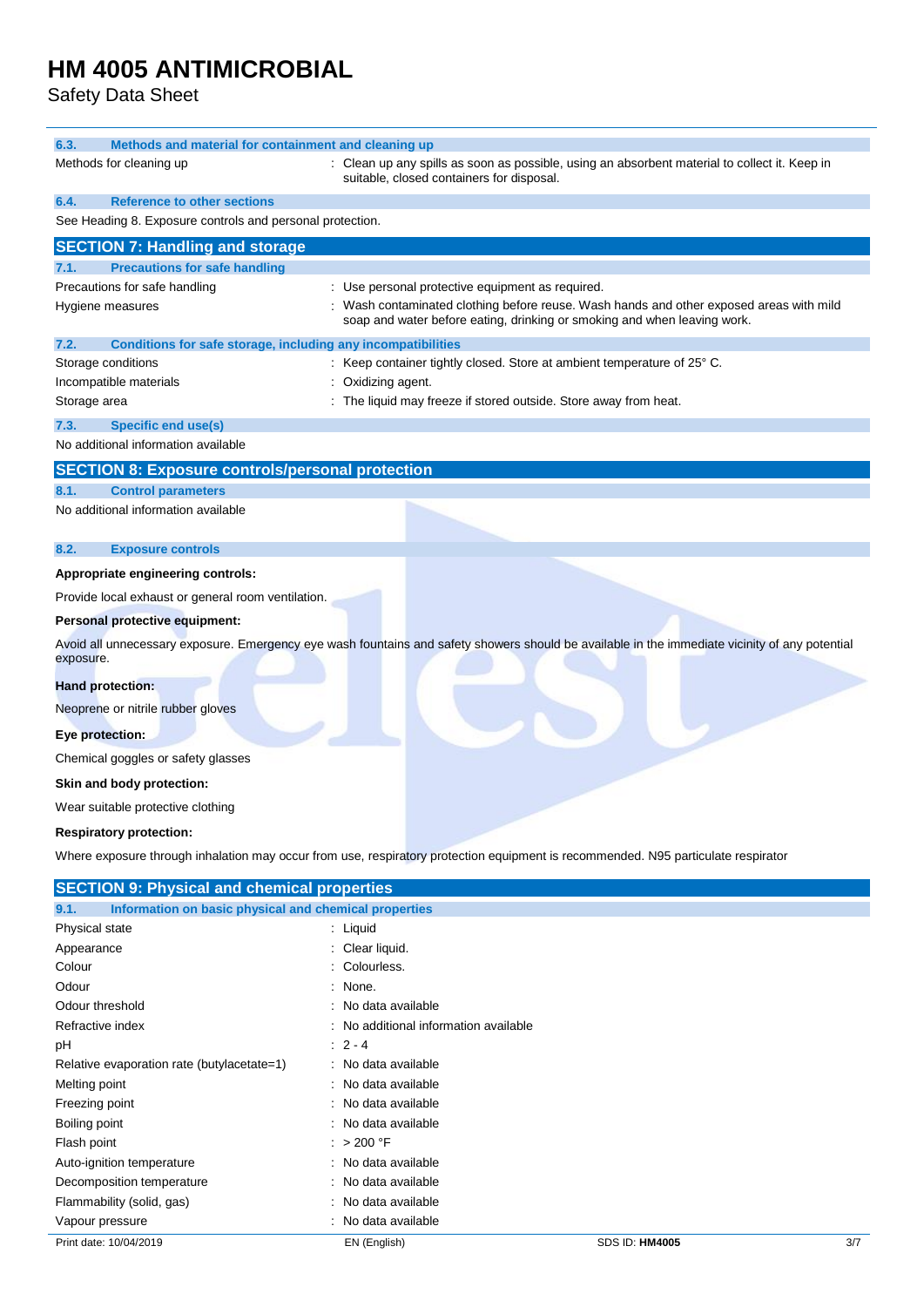### 6.3. Methods and material for containment and cleaning up

| | |
|---|---|
| Methods for cleaning up | : Clean up any spills as soon as possible, using an absorbent material to collect it. Keep in suitable, closed containers for disposal. |

### 6.4. Reference to other sections

See Heading 8. Exposure controls and personal protection.

## SECTION 7: Handling and storage

### 7.1. Precautions for safe handling

| | |
|---|---|
| Precautions for safe handling | : Use personal protective equipment as required. |
| Hygiene measures | : Wash contaminated clothing before reuse. Wash hands and other exposed areas with mild soap and water before eating, drinking or smoking and when leaving work. |

### 7.2. Conditions for safe storage, including any incompatibilities

| | |
|---|---|
| Storage conditions | : Keep container tightly closed. Store at ambient temperature of 25° C. |
| Incompatible materials | : Oxidizing agent. |
| Storage area | : The liquid may freeze if stored outside. Store away from heat. |

### 7.3. Specific end use(s)

No additional information available

## SECTION 8: Exposure controls/personal protection

### 8.1. Control parameters

No additional information available

### 8.2. Exposure controls

**Appropriate engineering controls:**

Provide local exhaust or general room ventilation.

**Personal protective equipment:**

Avoid all unnecessary exposure. Emergency eye wash fountains and safety showers should be available in the immediate vicinity of any potential exposure.

**Hand protection:**

Neoprene or nitrile rubber gloves

**Eye protection:**

Chemical goggles or safety glasses

**Skin and body protection:**

Wear suitable protective clothing

**Respiratory protection:**

Where exposure through inhalation may occur from use, respiratory protection equipment is recommended. N95 particulate respirator

## SECTION 9: Physical and chemical properties

### 9.1. Information on basic physical and chemical properties

| | |
|---|---|
| Physical state | : Liquid |
| Appearance | : Clear liquid. |
| Colour | : Colourless. |
| Odour | : None. |
| Odour threshold | : No data available |
| Refractive index | : No additional information available |
| pH | : 2 - 4 |
| Relative evaporation rate (butylacetate=1) | : No data available |
| Melting point | : No data available |
| Freezing point | : No data available |
| Boiling point | : No data available |
| Flash point | : > 200 °F |
| Auto-ignition temperature | : No data available |
| Decomposition temperature | : No data available |
| Flammability (solid, gas) | : No data available |
| Vapour pressure | : No data available |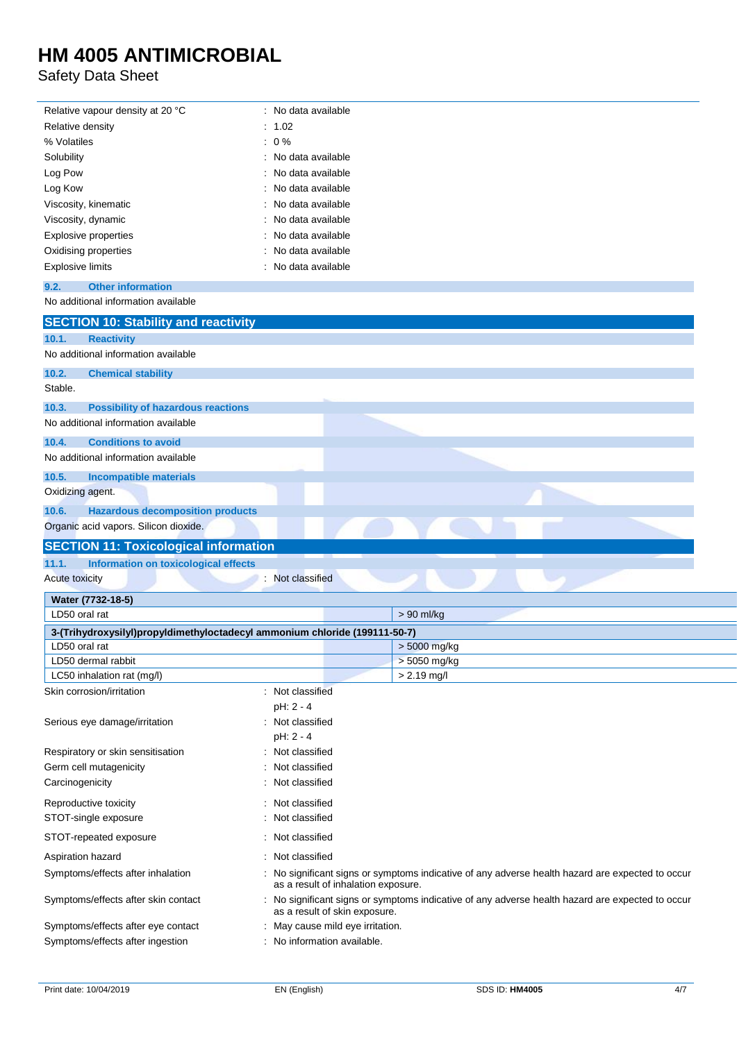| | |
|---|---|
| Relative vapour density at 20 °C | : No data available |
| Relative density | : 1.02 |
| % Volatiles | : 0 % |
| Solubility | : No data available |
| Log Pow | : No data available |
| Log Kow | : No data available |
| Viscosity, kinematic | : No data available |
| Viscosity, dynamic | : No data available |
| Explosive properties | : No data available |
| Oxidising properties | : No data available |
| Explosive limits | : No data available |

### 9.2. Other information

No additional information available

## SECTION 10: Stability and reactivity

### 10.1. Reactivity

No additional information available

### 10.2. Chemical stability

Stable.

### 10.3. Possibility of hazardous reactions

No additional information available

### 10.4. Conditions to avoid

No additional information available

### 10.5. Incompatible materials

Oxidizing agent.

### 10.6. Hazardous decomposition products

Organic acid vapors. Silicon dioxide.

## SECTION 11: Toxicological information

### 11.1. Information on toxicological effects

Acute toxicity : Not classified

| **Water (7732-18-5)** | |
|---|---|
| LD50 oral rat | > 90 ml/kg |
| **3-(Trihydroxysilyl)propyldimethyloctadecyl ammonium chloride (199111-50-7)** | |
| LD50 oral rat | > 5000 mg/kg |
| LD50 dermal rabbit | > 5050 mg/kg |
| LC50 inhalation rat (mg/l) | > 2.19 mg/l |

| | |
|---|---|
| Skin corrosion/irritation | : Not classified<br>pH: 2 - 4 |
| Serious eye damage/irritation | : Not classified<br>pH: 2 - 4 |
| Respiratory or skin sensitisation | : Not classified |
| Germ cell mutagenicity | : Not classified |
| Carcinogenicity | : Not classified |
| Reproductive toxicity | : Not classified |
| STOT-single exposure | : Not classified |
| STOT-repeated exposure | : Not classified |
| Aspiration hazard | : Not classified |
| Symptoms/effects after inhalation | : No significant signs or symptoms indicative of any adverse health hazard are expected to occur as a result of inhalation exposure. |
| Symptoms/effects after skin contact | : No significant signs or symptoms indicative of any adverse health hazard are expected to occur as a result of skin exposure. |
| Symptoms/effects after eye contact | : May cause mild eye irritation. |
| Symptoms/effects after ingestion | : No information available. |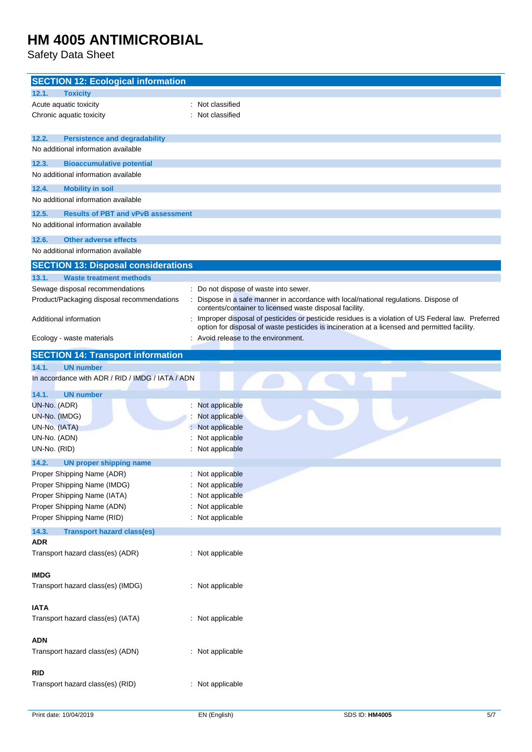## SECTION 12: Ecological information

### 12.1. Toxicity

| | |
|---|---|
| Acute aquatic toxicity | : Not classified |
| Chronic aquatic toxicity | : Not classified |

### 12.2. Persistence and degradability

No additional information available

### 12.3. Bioaccumulative potential

No additional information available

### 12.4. Mobility in soil

No additional information available

### 12.5. Results of PBT and vPvB assessment

No additional information available

### 12.6. Other adverse effects

No additional information available

## SECTION 13: Disposal considerations

### 13.1. Waste treatment methods

| | |
|---|---|
| Sewage disposal recommendations | : Do not dispose of waste into sewer. |
| Product/Packaging disposal recommendations | : Dispose in a safe manner in accordance with local/national regulations. Dispose of contents/container to licensed waste disposal facility. |
| Additional information | : Improper disposal of pesticides or pesticide residues is a violation of US Federal law. Preferred option for disposal of waste pesticides is incineration at a licensed and permitted facility. |
| Ecology - waste materials | : Avoid release to the environment. |

## SECTION 14: Transport information

### 14.1. UN number

In accordance with ADR / RID / IMDG / IATA / ADN

### 14.1. UN number

| | |
|---|---|
| UN-No. (ADR) | : Not applicable |
| UN-No. (IMDG) | : Not applicable |
| UN-No. (IATA) | : Not applicable |
| UN-No. (ADN) | : Not applicable |
| UN-No. (RID) | : Not applicable |

### 14.2. UN proper shipping name

| | |
|---|---|
| Proper Shipping Name (ADR) | : Not applicable |
| Proper Shipping Name (IMDG) | : Not applicable |
| Proper Shipping Name (IATA) | : Not applicable |
| Proper Shipping Name (ADN) | : Not applicable |
| Proper Shipping Name (RID) | : Not applicable |

### 14.3. Transport hazard class(es)

**ADR**

Transport hazard class(es) (ADR) : Not applicable

**IMDG**

Transport hazard class(es) (IMDG) : Not applicable

**IATA**

Transport hazard class(es) (IATA) : Not applicable

**ADN**

Transport hazard class(es) (ADN) : Not applicable

**RID**

Transport hazard class(es) (RID) : Not applicable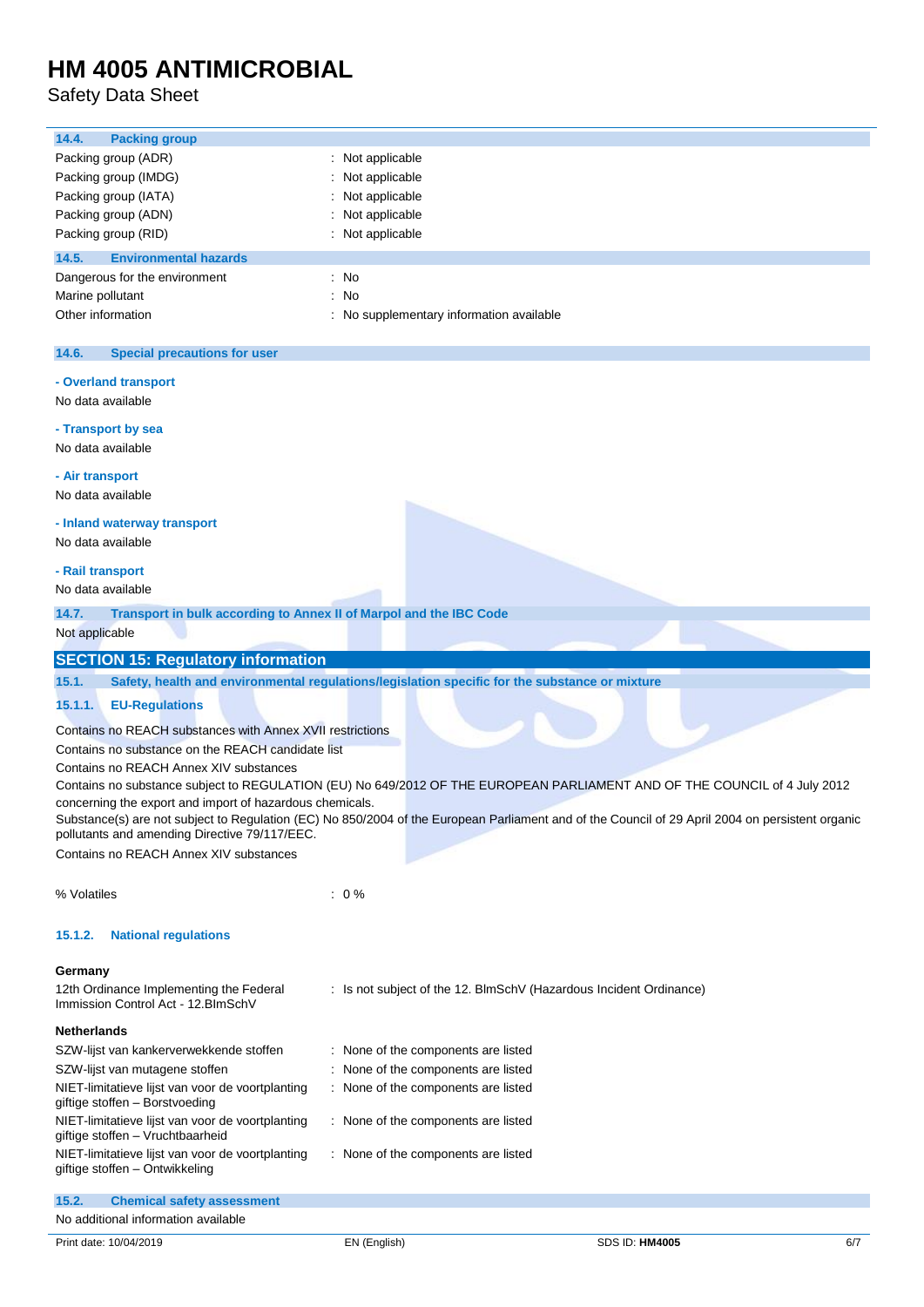### 14.4. Packing group

| | |
|---|---|
| Packing group (ADR) | : Not applicable |
| Packing group (IMDG) | : Not applicable |
| Packing group (IATA) | : Not applicable |
| Packing group (ADN) | : Not applicable |
| Packing group (RID) | : Not applicable |

### 14.5. Environmental hazards

| | |
|---|---|
| Dangerous for the environment | : No |
| Marine pollutant | : No |
| Other information | : No supplementary information available |

### 14.6. Special precautions for user

**- Overland transport**

No data available

**- Transport by sea**

No data available

**- Air transport**

No data available

**- Inland waterway transport**

No data available

**- Rail transport**

No data available

### 14.7. Transport in bulk according to Annex II of Marpol and the IBC Code

Not applicable

## SECTION 15: Regulatory information

### 15.1. Safety, health and environmental regulations/legislation specific for the substance or mixture

#### 15.1.1. EU-Regulations

Contains no REACH substances with Annex XVII restrictions

Contains no substance on the REACH candidate list

Contains no REACH Annex XIV substances

Contains no substance subject to REGULATION (EU) No 649/2012 OF THE EUROPEAN PARLIAMENT AND OF THE COUNCIL of 4 July 2012 concerning the export and import of hazardous chemicals.

Substance(s) are not subject to Regulation (EC) No 850/2004 of the European Parliament and of the Council of 29 April 2004 on persistent organic pollutants and amending Directive 79/117/EEC.

Contains no REACH Annex XIV substances

| | |
|---|---|
| % Volatiles | : 0 % |

#### 15.1.2. National regulations

**Germany**

| | |
|---|---|
| 12th Ordinance Implementing the Federal Immission Control Act - 12.BImSchV | : Is not subject of the 12. BlmSchV (Hazardous Incident Ordinance) |

**Netherlands**

| | |
|---|---|
| SZW-lijst van kankerverwekkende stoffen | : None of the components are listed |
| SZW-lijst van mutagene stoffen | : None of the components are listed |
| NIET-limitatieve lijst van voor de voortplanting giftige stoffen – Borstvoeding | : None of the components are listed |
| NIET-limitatieve lijst van voor de voortplanting giftige stoffen – Vruchtbaarheid | : None of the components are listed |
| NIET-limitatieve lijst van voor de voortplanting giftige stoffen – Ontwikkeling | : None of the components are listed |

### 15.2. Chemical safety assessment

No additional information available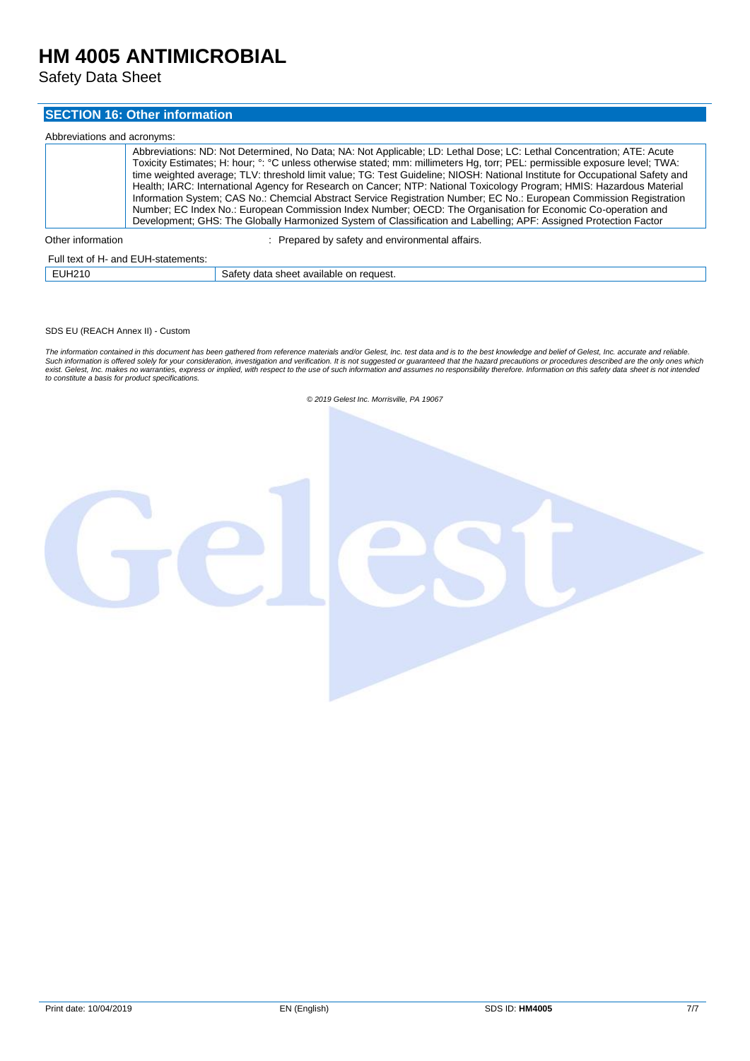## SECTION 16: Other information

Abbreviations and acronyms:

| | |
|---|---|
| | Abbreviations: ND: Not Determined, No Data; NA: Not Applicable; LD: Lethal Dose; LC: Lethal Concentration; ATE: Acute Toxicity Estimates; H: hour; °: °C unless otherwise stated; mm: millimeters Hg, torr; PEL: permissible exposure level; TWA: time weighted average; TLV: threshold limit value; TG: Test Guideline; NIOSH: National Institute for Occupational Safety and Health; IARC: International Agency for Research on Cancer; NTP: National Toxicology Program; HMIS: Hazardous Material Information System; CAS No.: Chemcial Abstract Service Registration Number; EC No.: European Commission Registration Number; EC Index No.: European Commission Index Number; OECD: The Organisation for Economic Co-operation and Development; GHS: The Globally Harmonized System of Classification and Labelling; APF: Assigned Protection Factor |

Other information : Prepared by safety and environmental affairs.

Full text of H- and EUH-statements:

| | |
|---|---|
| EUH210 | Safety data sheet available on request. |

SDS EU (REACH Annex II) - Custom

*The information contained in this document has been gathered from reference materials and/or Gelest, Inc. test data and is to the best knowledge and belief of Gelest, Inc. accurate and reliable. Such information is offered solely for your consideration, investigation and verification. It is not suggested or guaranteed that the hazard precautions or procedures described are the only ones which exist. Gelest, Inc. makes no warranties, express or implied, with respect to the use of such information and assumes no responsibility therefore. Information on this safety data sheet is not intended to constitute a basis for product specifications.*

*© 2019 Gelest Inc. Morrisville, PA 19067*